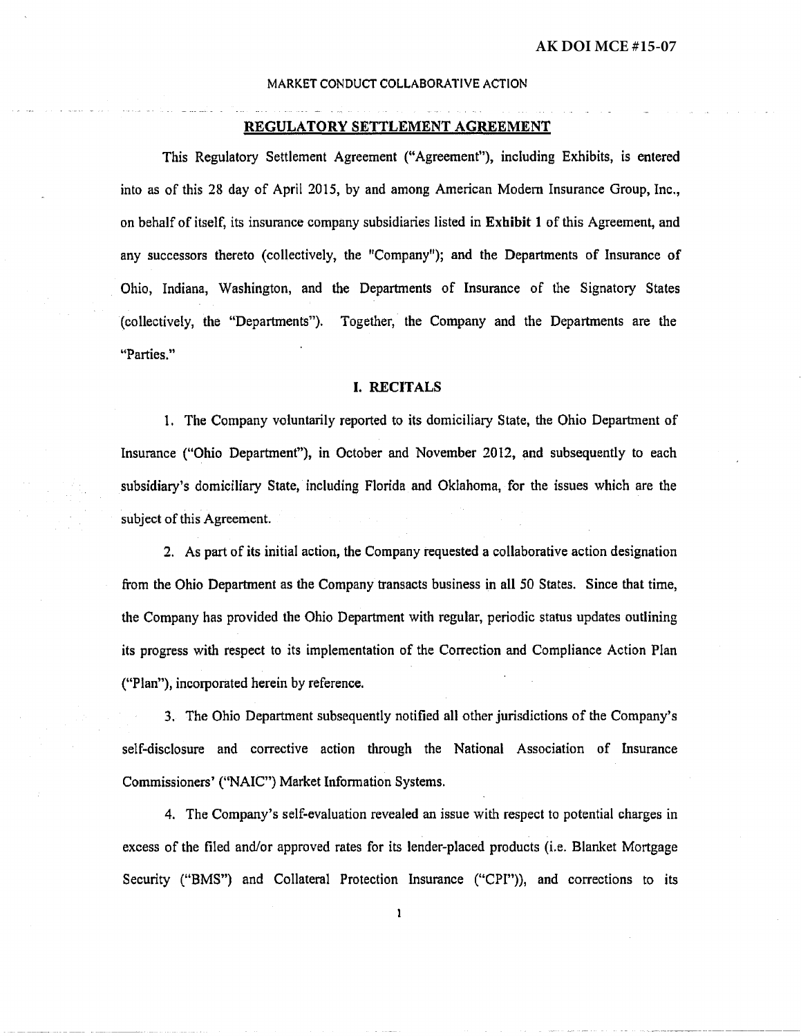AK DOI MCE #15-07

MARKET CONDUCT COLLABORATIVE ACTION

## REGULATORY SETTLEMENT AGREEMENT

This Regulatory Settlement Agreement ("Agreement"), including Exhibits, is entered into as of this 28 day of April 2015, by and among American Modern Insurance Group, Inc., on behalf of itself, its insurance company subsidiaries listed in **Exhibit 1** of this Agreement, and any successors thereto (collectively, the "Company"); and the Departments of Insurance of Ohio, Indiana, Washington, and the Departments of Insurance of the Signatory States (collectively, the "Departments"). Together, the Company and the Departments are the "Parties."

### I. RECITALS

1. The Company voluntarily reported to its domiciliary State, the Ohio Department of Insurance ("Ohio Department"), in October and November 2012, and subsequently to each subsidiary's domiciliary State, including Florida and Oklahoma, for the issues which are the subject of this Agreement.

2. As part of its initial action, the Company requested a collaborative action designation from the Ohio Department as the Company transacts business in all 50 States. Since that time, the Company has provided the Ohio Department with regular, periodic status updates outlining its progress with respect to its implementation of the Correction and Compliance Action Plan ("Plan"), incorporated herein by reference.

3. The Ohio Department subsequently notified all other jurisdictions of the Company's self-disclosure and corrective action through the National Association of Insurance Commissioners' ("NAIC") Market Information Systems.

4. The Company's self-evaluation revealed an issue with respect to potential charges in excess of the filed and/or approved rates for its lender-placed products (i.e. Blanket Mortgage Security ("BMS") and Collateral Protection Insurance ("CPI")), and corrections to its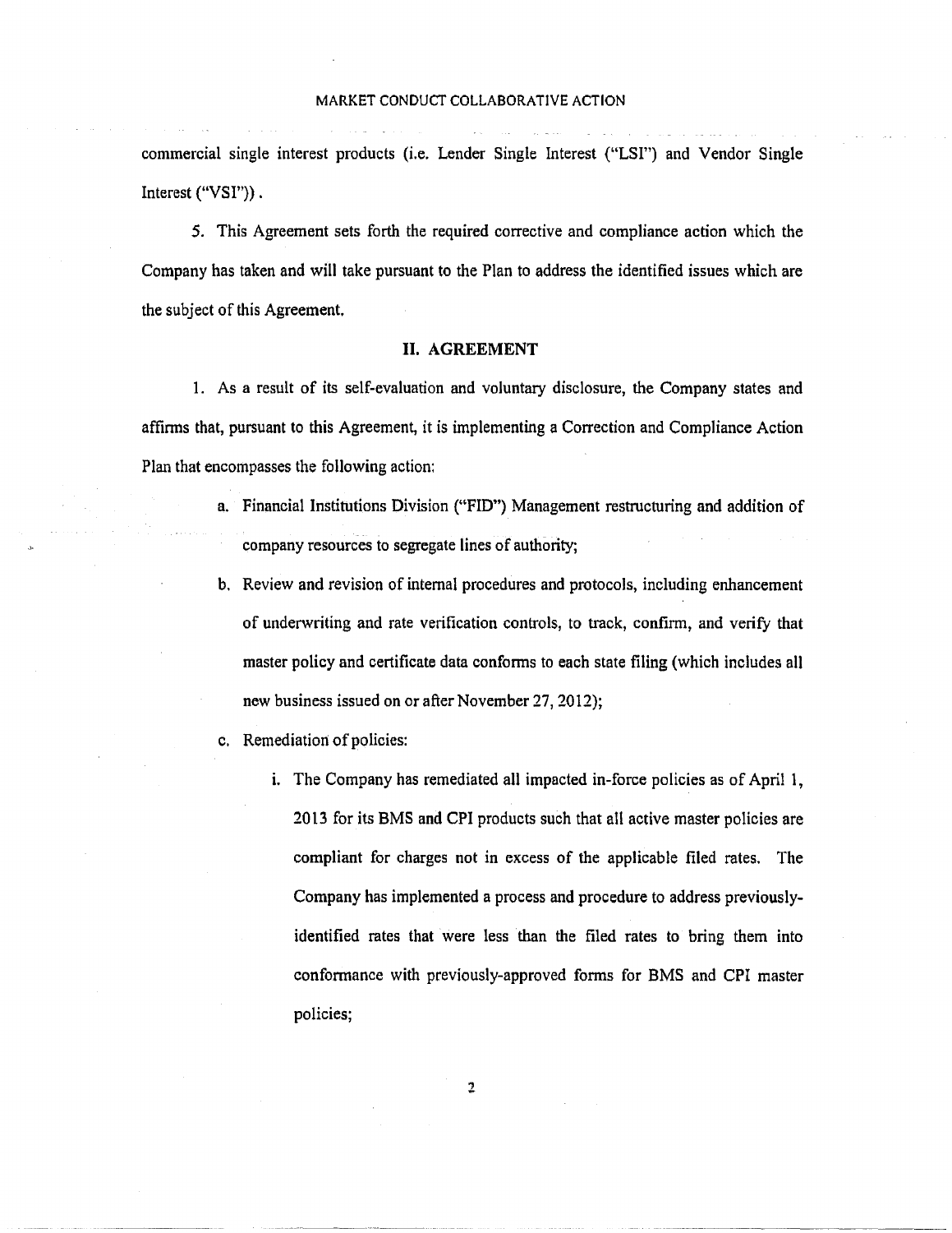commercial single interest products (i.e. Lender Single Interest ("LSI") and Vendor Single Interest ("VSI")).

5. This Agreement sets forth the required corrective and compliance action which the Company has taken and will take pursuant to the Plan to address the identified issues which are the subject of this Agreement.

## II. AGREEMENT

1. As a result of its self-evaluation and voluntary disclosure, the Company states and affirms that, pursuant to this Agreement, it is implementing a Correction and Compliance Action Plan that encompasses the following action:

   a. Financial Institutions Division ("FID") Management restructuring and addition of company resources to segregate lines of authority;

   b. Review and revision of internal procedures and protocols, including enhancement of underwriting and rate verification controls, to track, confirm, and verify that master policy and certificate data conforms to each state filing (which includes all new business issued on or after November 27, 2012);

   c. Remediation of policies:

      i. The Company has remediated all impacted in-force policies as of April 1, 2013 for its BMS and CPI products such that all active master policies are compliant for charges not in excess of the applicable filed rates. The Company has implemented a process and procedure to address previously-identified rates that were less than the filed rates to bring them into conformance with previously-approved forms for BMS and CPI master policies;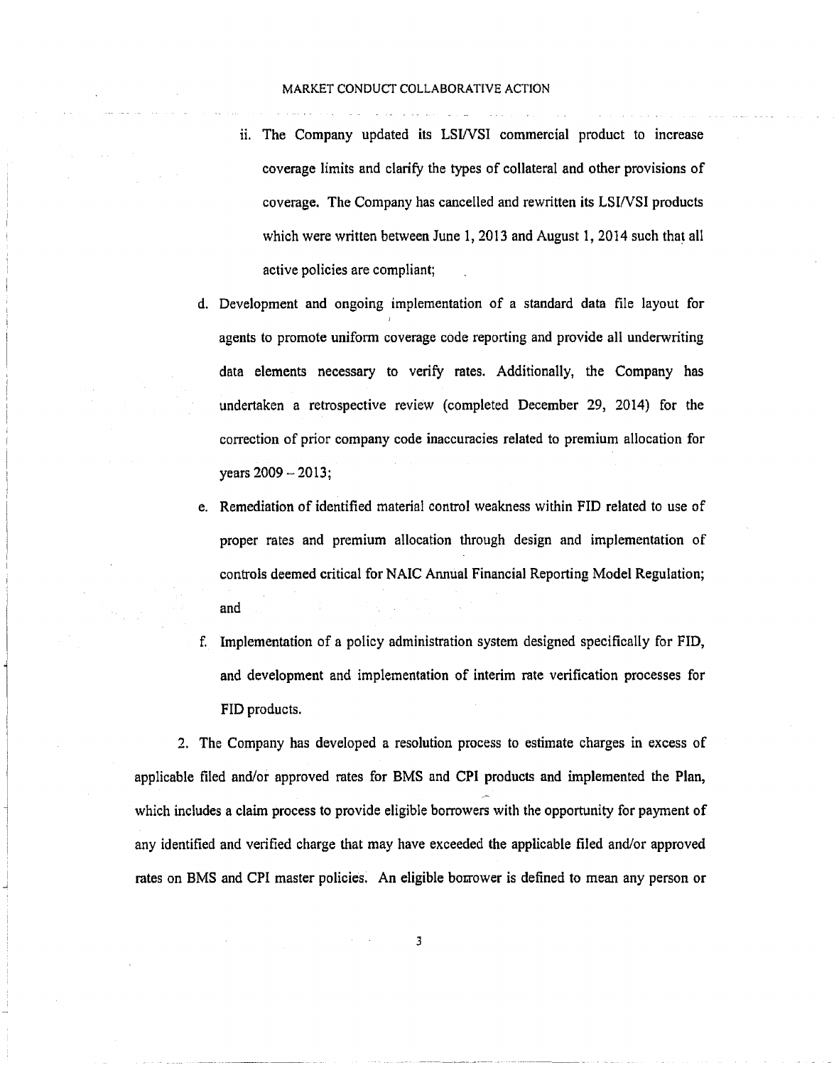ii. The Company updated its LSI/VSI commercial product to increase coverage limits and clarify the types of collateral and other provisions of coverage. The Company has cancelled and rewritten its LSI/VSI products which were written between June 1, 2013 and August 1, 2014 such that all active policies are compliant;

d. Development and ongoing implementation of a standard data file layout for agents to promote uniform coverage code reporting and provide all underwriting data elements necessary to verify rates. Additionally, the Company has undertaken a retrospective review (completed December 29, 2014) for the correction of prior company code inaccuracies related to premium allocation for years 2009 – 2013;

e. Remediation of identified material control weakness within FID related to use of proper rates and premium allocation through design and implementation of controls deemed critical for NAIC Annual Financial Reporting Model Regulation; and

f. Implementation of a policy administration system designed specifically for FID, and development and implementation of interim rate verification processes for FID products.

2. The Company has developed a resolution process to estimate charges in excess of applicable filed and/or approved rates for BMS and CPI products and implemented the Plan, which includes a claim process to provide eligible borrowers with the opportunity for payment of any identified and verified charge that may have exceeded the applicable filed and/or approved rates on BMS and CPI master policies. An eligible borrower is defined to mean any person or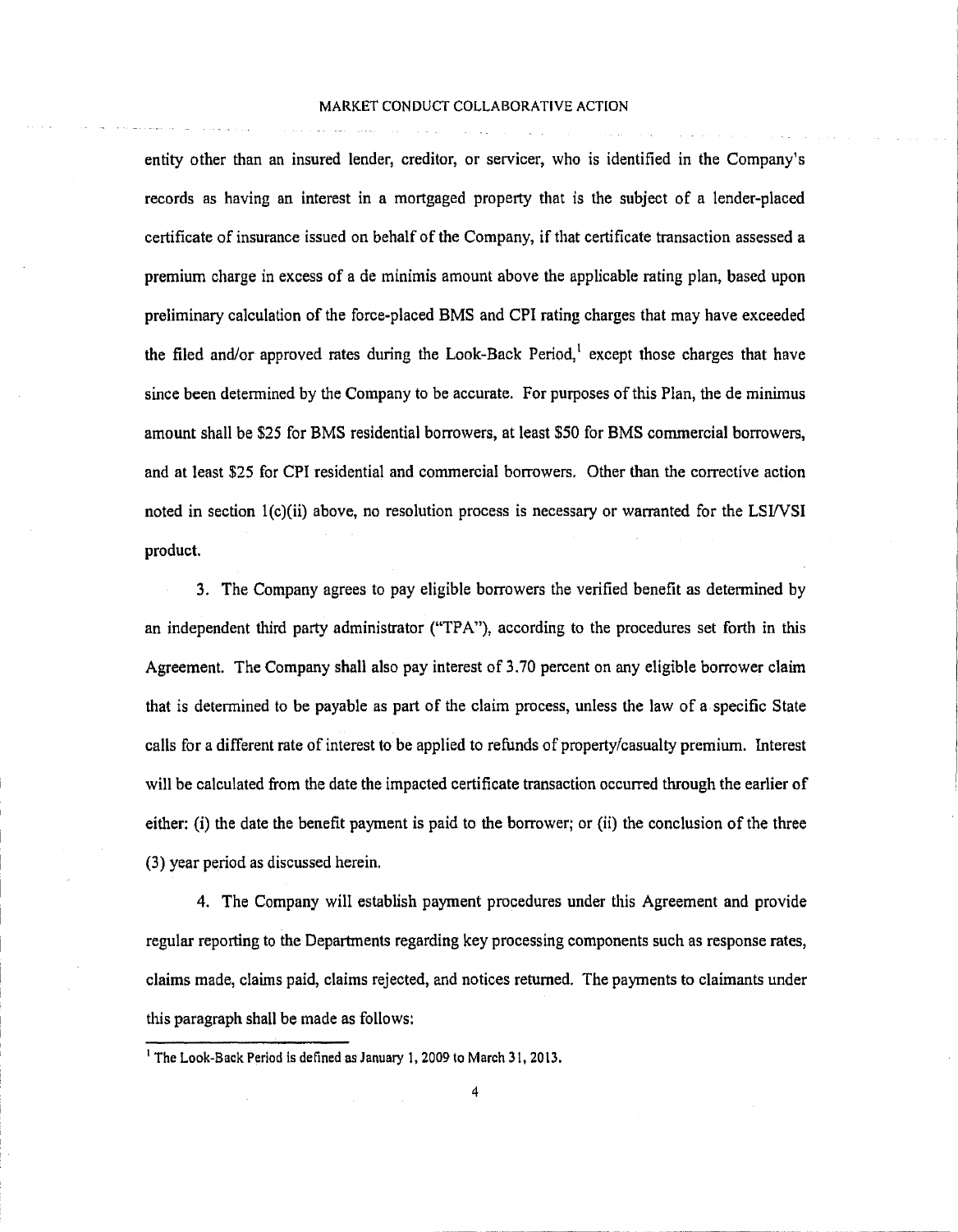entity other than an insured lender, creditor, or servicer, who is identified in the Company's records as having an interest in a mortgaged property that is the subject of a lender-placed certificate of insurance issued on behalf of the Company, if that certificate transaction assessed a premium charge in excess of a de minimis amount above the applicable rating plan, based upon preliminary calculation of the force-placed BMS and CPI rating charges that may have exceeded the filed and/or approved rates during the Look-Back Period,[1] except those charges that have since been determined by the Company to be accurate. For purposes of this Plan, the de minimus amount shall be $25 for BMS residential borrowers, at least $50 for BMS commercial borrowers, and at least $25 for CPI residential and commercial borrowers. Other than the corrective action noted in section 1(c)(ii) above, no resolution process is necessary or warranted for the LSI/VSI product.

3. The Company agrees to pay eligible borrowers the verified benefit as determined by an independent third party administrator ("TPA"), according to the procedures set forth in this Agreement. The Company shall also pay interest of 3.70 percent on any eligible borrower claim that is determined to be payable as part of the claim process, unless the law of a specific State calls for a different rate of interest to be applied to refunds of property/casualty premium. Interest will be calculated from the date the impacted certificate transaction occurred through the earlier of either: (i) the date the benefit payment is paid to the borrower; or (ii) the conclusion of the three (3) year period as discussed herein.

4. The Company will establish payment procedures under this Agreement and provide regular reporting to the Departments regarding key processing components such as response rates, claims made, claims paid, claims rejected, and notices returned. The payments to claimants under this paragraph shall be made as follows:

[1] The Look-Back Period is defined as January 1, 2009 to March 31, 2013.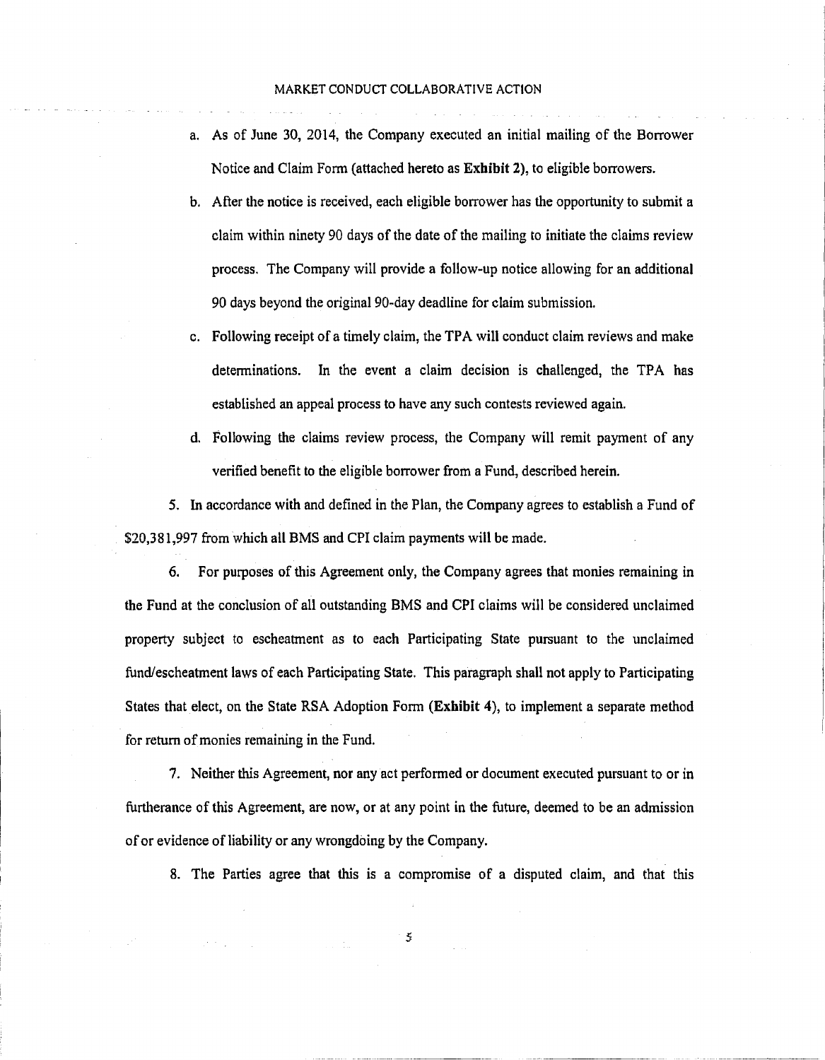a. As of June 30, 2014, the Company executed an initial mailing of the Borrower Notice and Claim Form (attached hereto as **Exhibit 2**), to eligible borrowers.

b. After the notice is received, each eligible borrower has the opportunity to submit a claim within ninety 90 days of the date of the mailing to initiate the claims review process. The Company will provide a follow-up notice allowing for an additional 90 days beyond the original 90-day deadline for claim submission.

c. Following receipt of a timely claim, the TPA will conduct claim reviews and make determinations. In the event a claim decision is challenged, the TPA has established an appeal process to have any such contests reviewed again.

d. Following the claims review process, the Company will remit payment of any verified benefit to the eligible borrower from a Fund, described herein.

5. In accordance with and defined in the Plan, the Company agrees to establish a Fund of $20,381,997 from which all BMS and CPI claim payments will be made.

6. For purposes of this Agreement only, the Company agrees that monies remaining in the Fund at the conclusion of all outstanding BMS and CPI claims will be considered unclaimed property subject to escheatment as to each Participating State pursuant to the unclaimed fund/escheatment laws of each Participating State. This paragraph shall not apply to Participating States that elect, on the State RSA Adoption Form (**Exhibit 4**), to implement a separate method for return of monies remaining in the Fund.

7. Neither this Agreement, nor any act performed or document executed pursuant to or in furtherance of this Agreement, are now, or at any point in the future, deemed to be an admission of or evidence of liability or any wrongdoing by the Company.

8. The Parties agree that this is a compromise of a disputed claim, and that this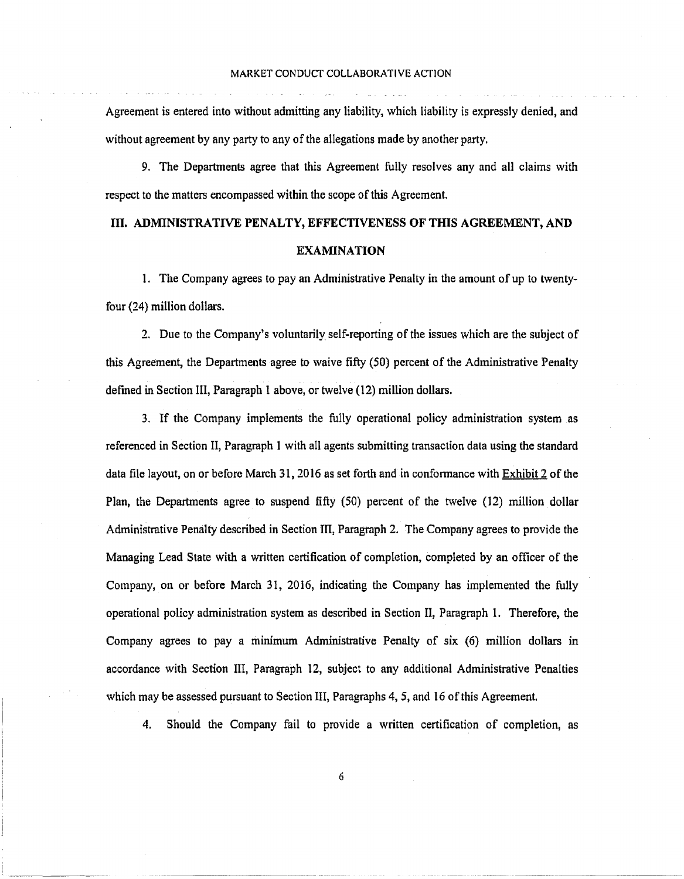Agreement is entered into without admitting any liability, which liability is expressly denied, and without agreement by any party to any of the allegations made by another party.

9. The Departments agree that this Agreement fully resolves any and all claims with respect to the matters encompassed within the scope of this Agreement.

## III. ADMINISTRATIVE PENALTY, EFFECTIVENESS OF THIS AGREEMENT, AND EXAMINATION

1. The Company agrees to pay an Administrative Penalty in the amount of up to twenty-four (24) million dollars.

2. Due to the Company's voluntarily self-reporting of the issues which are the subject of this Agreement, the Departments agree to waive fifty (50) percent of the Administrative Penalty defined in Section III, Paragraph 1 above, or twelve (12) million dollars.

3. If the Company implements the fully operational policy administration system as referenced in Section II, Paragraph 1 with all agents submitting transaction data using the standard data file layout, on or before March 31, 2016 as set forth and in conformance with Exhibit 2 of the Plan, the Departments agree to suspend fifty (50) percent of the twelve (12) million dollar Administrative Penalty described in Section III, Paragraph 2. The Company agrees to provide the Managing Lead State with a written certification of completion, completed by an officer of the Company, on or before March 31, 2016, indicating the Company has implemented the fully operational policy administration system as described in Section II, Paragraph 1. Therefore, the Company agrees to pay a minimum Administrative Penalty of six (6) million dollars in accordance with Section III, Paragraph 12, subject to any additional Administrative Penalties which may be assessed pursuant to Section III, Paragraphs 4, 5, and 16 of this Agreement.

4. Should the Company fail to provide a written certification of completion, as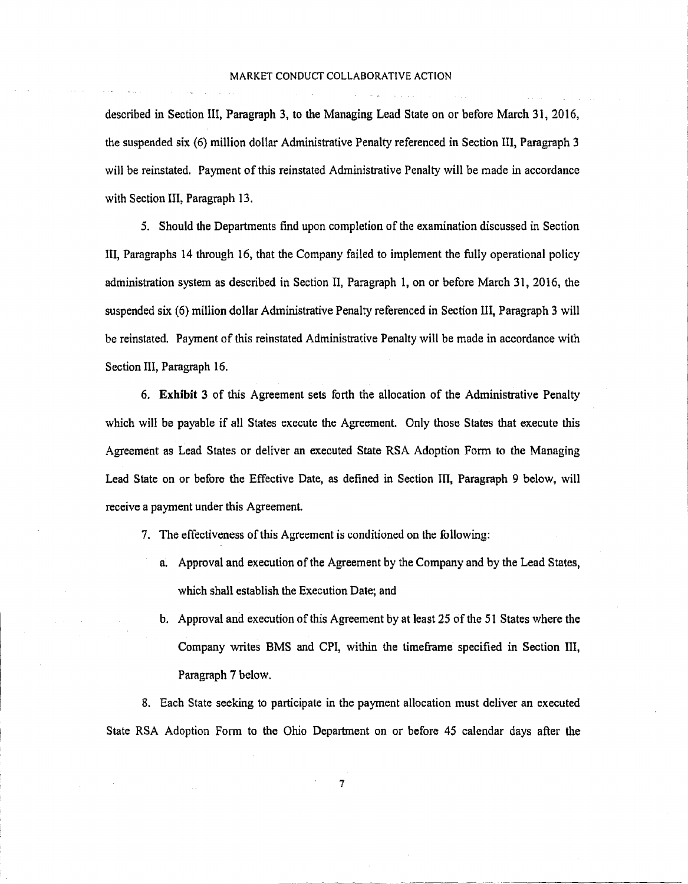described in Section III, Paragraph 3, to the Managing Lead State on or before March 31, 2016, the suspended six (6) million dollar Administrative Penalty referenced in Section III, Paragraph 3 will be reinstated. Payment of this reinstated Administrative Penalty will be made in accordance with Section III, Paragraph 13.

5. Should the Departments find upon completion of the examination discussed in Section III, Paragraphs 14 through 16, that the Company failed to implement the fully operational policy administration system as described in Section II, Paragraph 1, on or before March 31, 2016, the suspended six (6) million dollar Administrative Penalty referenced in Section III, Paragraph 3 will be reinstated. Payment of this reinstated Administrative Penalty will be made in accordance with Section III, Paragraph 16.

6. **Exhibit 3** of this Agreement sets forth the allocation of the Administrative Penalty which will be payable if all States execute the Agreement. Only those States that execute this Agreement as Lead States or deliver an executed State RSA Adoption Form to the Managing Lead State on or before the Effective Date, as defined in Section III, Paragraph 9 below, will receive a payment under this Agreement.

7. The effectiveness of this Agreement is conditioned on the following:

   a. Approval and execution of the Agreement by the Company and by the Lead States, which shall establish the Execution Date; and

   b. Approval and execution of this Agreement by at least 25 of the 51 States where the Company writes BMS and CPI, within the timeframe specified in Section III, Paragraph 7 below.

8. Each State seeking to participate in the payment allocation must deliver an executed State RSA Adoption Form to the Ohio Department on or before 45 calendar days after the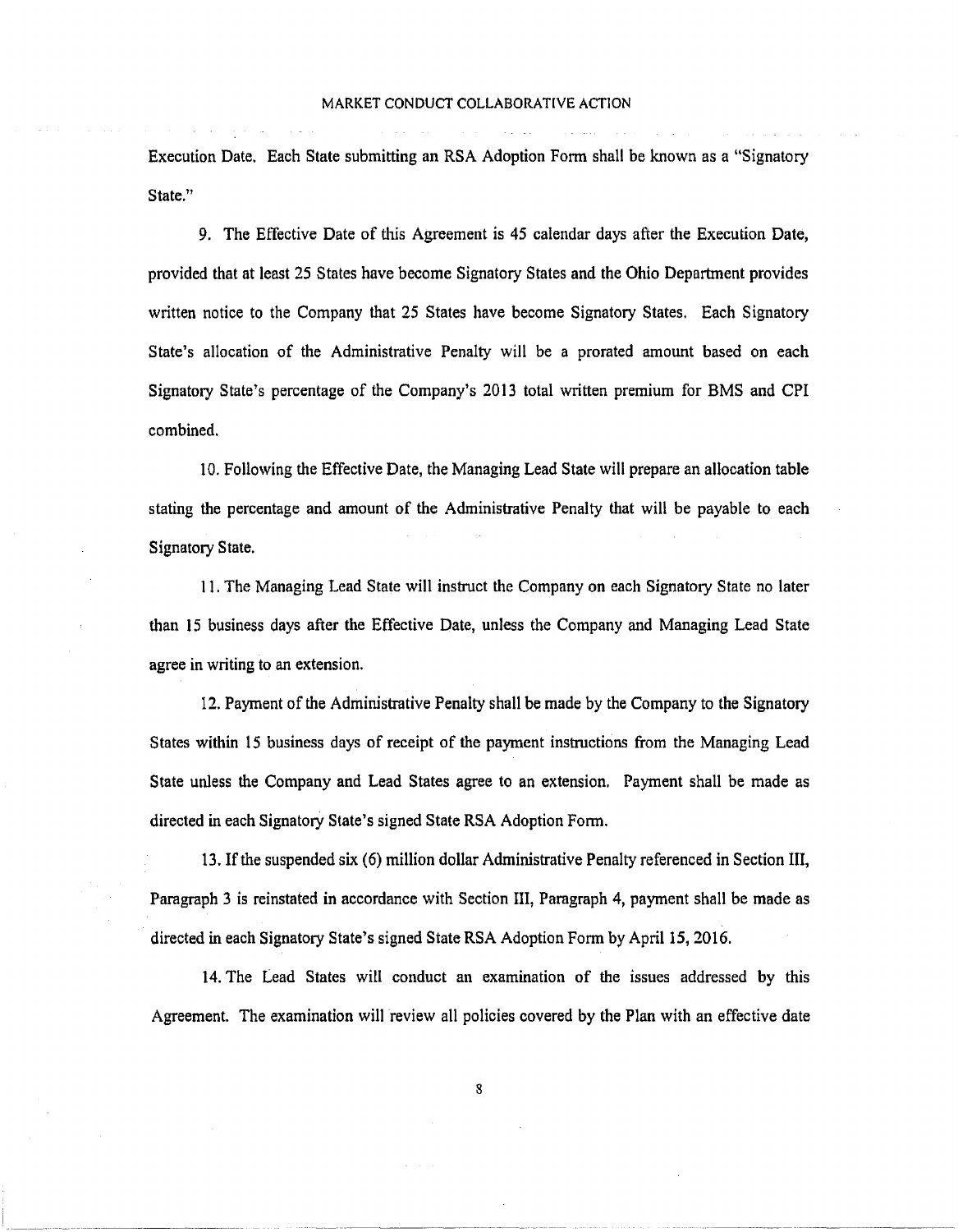Execution Date. Each State submitting an RSA Adoption Form shall be known as a "Signatory State."

9. The Effective Date of this Agreement is 45 calendar days after the Execution Date, provided that at least 25 States have become Signatory States and the Ohio Department provides written notice to the Company that 25 States have become Signatory States. Each Signatory State's allocation of the Administrative Penalty will be a prorated amount based on each Signatory State's percentage of the Company's 2013 total written premium for BMS and CPI combined.

10. Following the Effective Date, the Managing Lead State will prepare an allocation table stating the percentage and amount of the Administrative Penalty that will be payable to each Signatory State.

11. The Managing Lead State will instruct the Company on each Signatory State no later than 15 business days after the Effective Date, unless the Company and Managing Lead State agree in writing to an extension.

12. Payment of the Administrative Penalty shall be made by the Company to the Signatory States within 15 business days of receipt of the payment instructions from the Managing Lead State unless the Company and Lead States agree to an extension. Payment shall be made as directed in each Signatory State's signed State RSA Adoption Form.

13. If the suspended six (6) million dollar Administrative Penalty referenced in Section III, Paragraph 3 is reinstated in accordance with Section III, Paragraph 4, payment shall be made as directed in each Signatory State's signed State RSA Adoption Form by April 15, 2016.

14. The Lead States will conduct an examination of the issues addressed by this Agreement. The examination will review all policies covered by the Plan with an effective date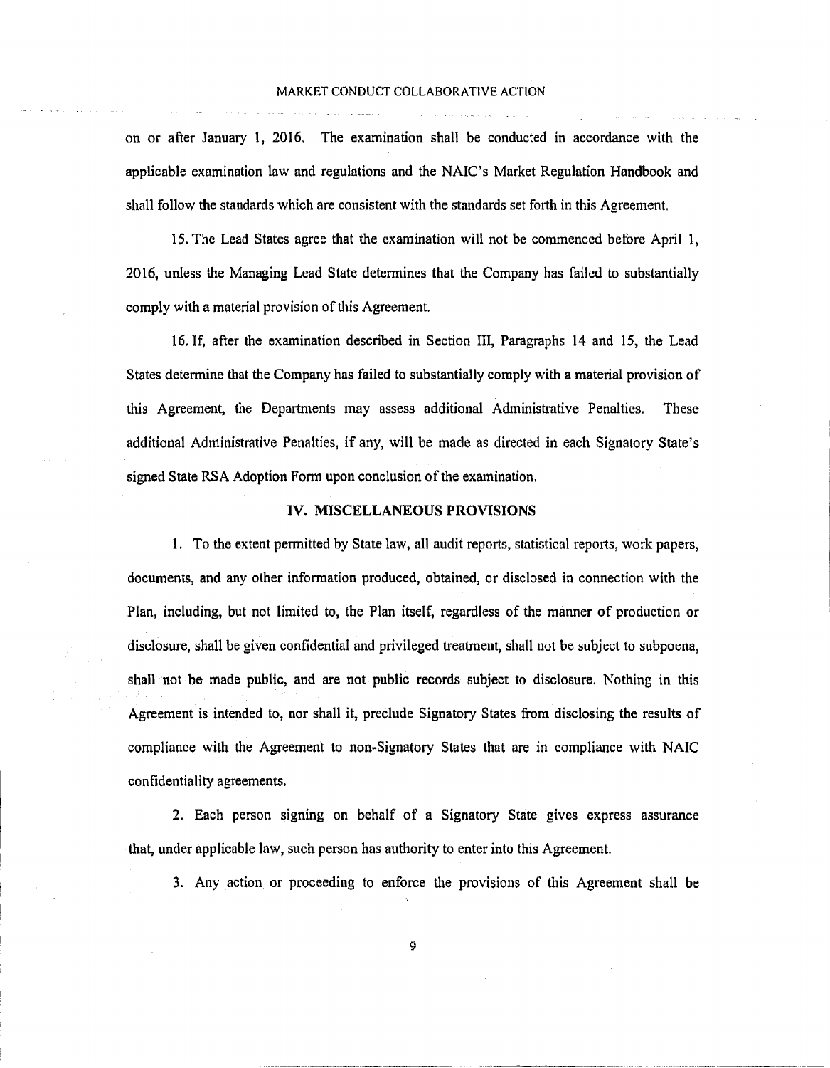on or after January 1, 2016. The examination shall be conducted in accordance with the applicable examination law and regulations and the NAIC's Market Regulation Handbook and shall follow the standards which are consistent with the standards set forth in this Agreement.

15. The Lead States agree that the examination will not be commenced before April 1, 2016, unless the Managing Lead State determines that the Company has failed to substantially comply with a material provision of this Agreement.

16. If, after the examination described in Section III, Paragraphs 14 and 15, the Lead States determine that the Company has failed to substantially comply with a material provision of this Agreement, the Departments may assess additional Administrative Penalties. These additional Administrative Penalties, if any, will be made as directed in each Signatory State's signed State RSA Adoption Form upon conclusion of the examination.

## IV. MISCELLANEOUS PROVISIONS

1. To the extent permitted by State law, all audit reports, statistical reports, work papers, documents, and any other information produced, obtained, or disclosed in connection with the Plan, including, but not limited to, the Plan itself, regardless of the manner of production or disclosure, shall be given confidential and privileged treatment, shall not be subject to subpoena, shall not be made public, and are not public records subject to disclosure. Nothing in this Agreement is intended to, nor shall it, preclude Signatory States from disclosing the results of compliance with the Agreement to non-Signatory States that are in compliance with NAIC confidentiality agreements.

2. Each person signing on behalf of a Signatory State gives express assurance that, under applicable law, such person has authority to enter into this Agreement.

3. Any action or proceeding to enforce the provisions of this Agreement shall be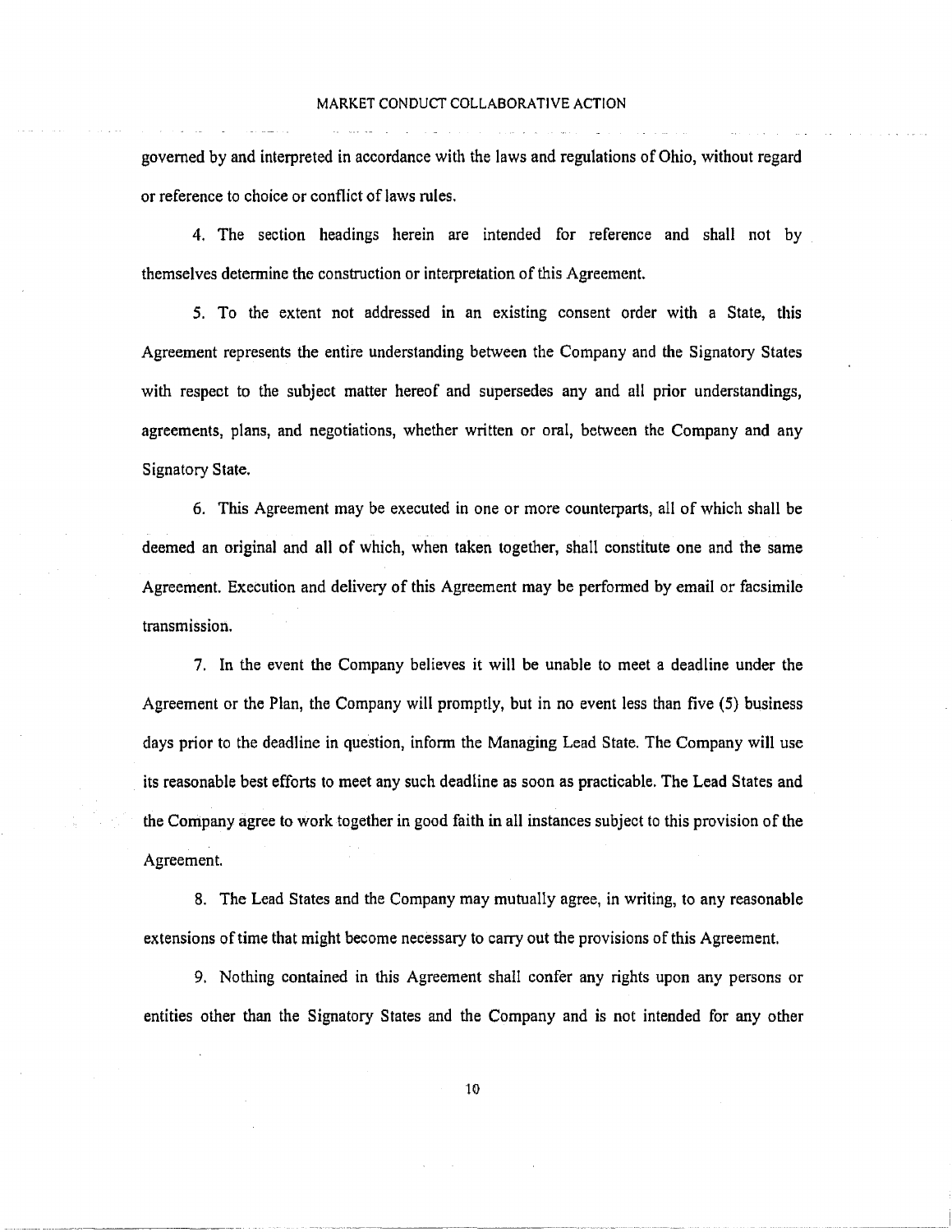governed by and interpreted in accordance with the laws and regulations of Ohio, without regard or reference to choice or conflict of laws rules.

4. The section headings herein are intended for reference and shall not by themselves determine the construction or interpretation of this Agreement.

5. To the extent not addressed in an existing consent order with a State, this Agreement represents the entire understanding between the Company and the Signatory States with respect to the subject matter hereof and supersedes any and all prior understandings, agreements, plans, and negotiations, whether written or oral, between the Company and any Signatory State.

6. This Agreement may be executed in one or more counterparts, all of which shall be deemed an original and all of which, when taken together, shall constitute one and the same Agreement. Execution and delivery of this Agreement may be performed by email or facsimile transmission.

7. In the event the Company believes it will be unable to meet a deadline under the Agreement or the Plan, the Company will promptly, but in no event less than five (5) business days prior to the deadline in question, inform the Managing Lead State. The Company will use its reasonable best efforts to meet any such deadline as soon as practicable. The Lead States and the Company agree to work together in good faith in all instances subject to this provision of the Agreement.

8. The Lead States and the Company may mutually agree, in writing, to any reasonable extensions of time that might become necessary to carry out the provisions of this Agreement.

9. Nothing contained in this Agreement shall confer any rights upon any persons or entities other than the Signatory States and the Company and is not intended for any other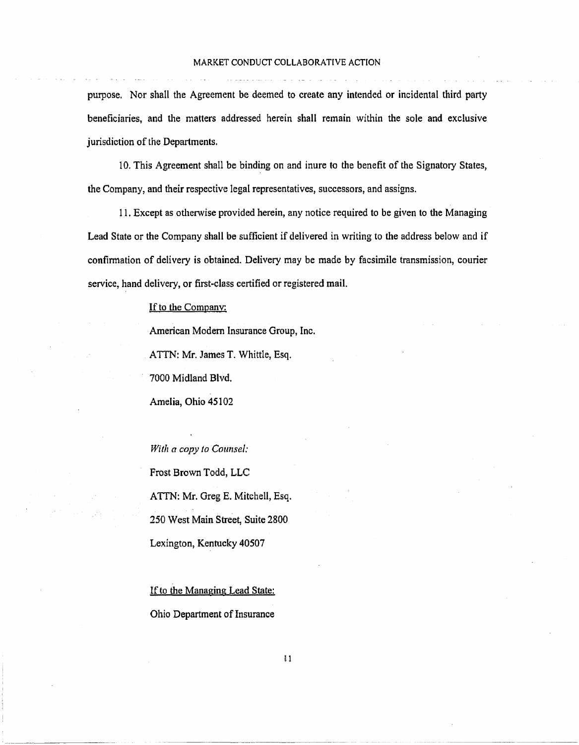purpose. Nor shall the Agreement be deemed to create any intended or incidental third party beneficiaries, and the matters addressed herein shall remain within the sole and exclusive jurisdiction of the Departments.

10. This Agreement shall be binding on and inure to the benefit of the Signatory States, the Company, and their respective legal representatives, successors, and assigns.

11. Except as otherwise provided herein, any notice required to be given to the Managing Lead State or the Company shall be sufficient if delivered in writing to the address below and if confirmation of delivery is obtained. Delivery may be made by facsimile transmission, courier service, hand delivery, or first-class certified or registered mail.

If to the Company:

American Modern Insurance Group, Inc.

ATTN: Mr. James T. Whittle, Esq.

7000 Midland Blvd.

Amelia, Ohio 45102

*With a copy to Counsel:*

Frost Brown Todd, LLC

ATTN: Mr. Greg E. Mitchell, Esq.

250 West Main Street, Suite 2800

Lexington, Kentucky 40507

If to the Managing Lead State:

Ohio Department of Insurance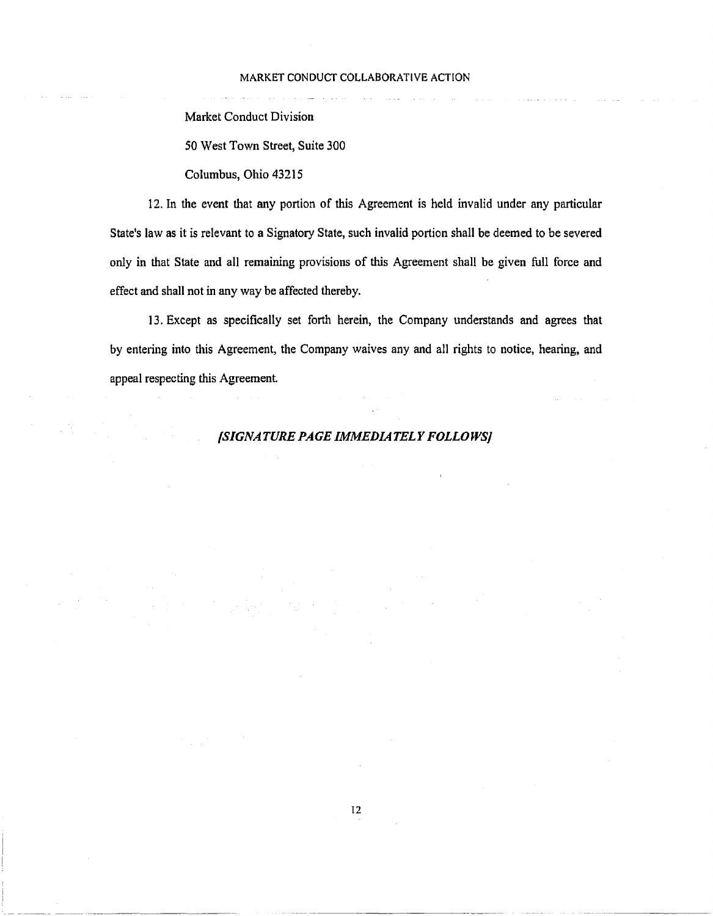Market Conduct Division

50 West Town Street, Suite 300

Columbus, Ohio 43215

12. In the event that any portion of this Agreement is held invalid under any particular State's law as it is relevant to a Signatory State, such invalid portion shall be deemed to be severed only in that State and all remaining provisions of this Agreement shall be given full force and effect and shall not in any way be affected thereby.

13. Except as specifically set forth herein, the Company understands and agrees that by entering into this Agreement, the Company waives any and all rights to notice, hearing, and appeal respecting this Agreement.

***[SIGNATURE PAGE IMMEDIATELY FOLLOWS]***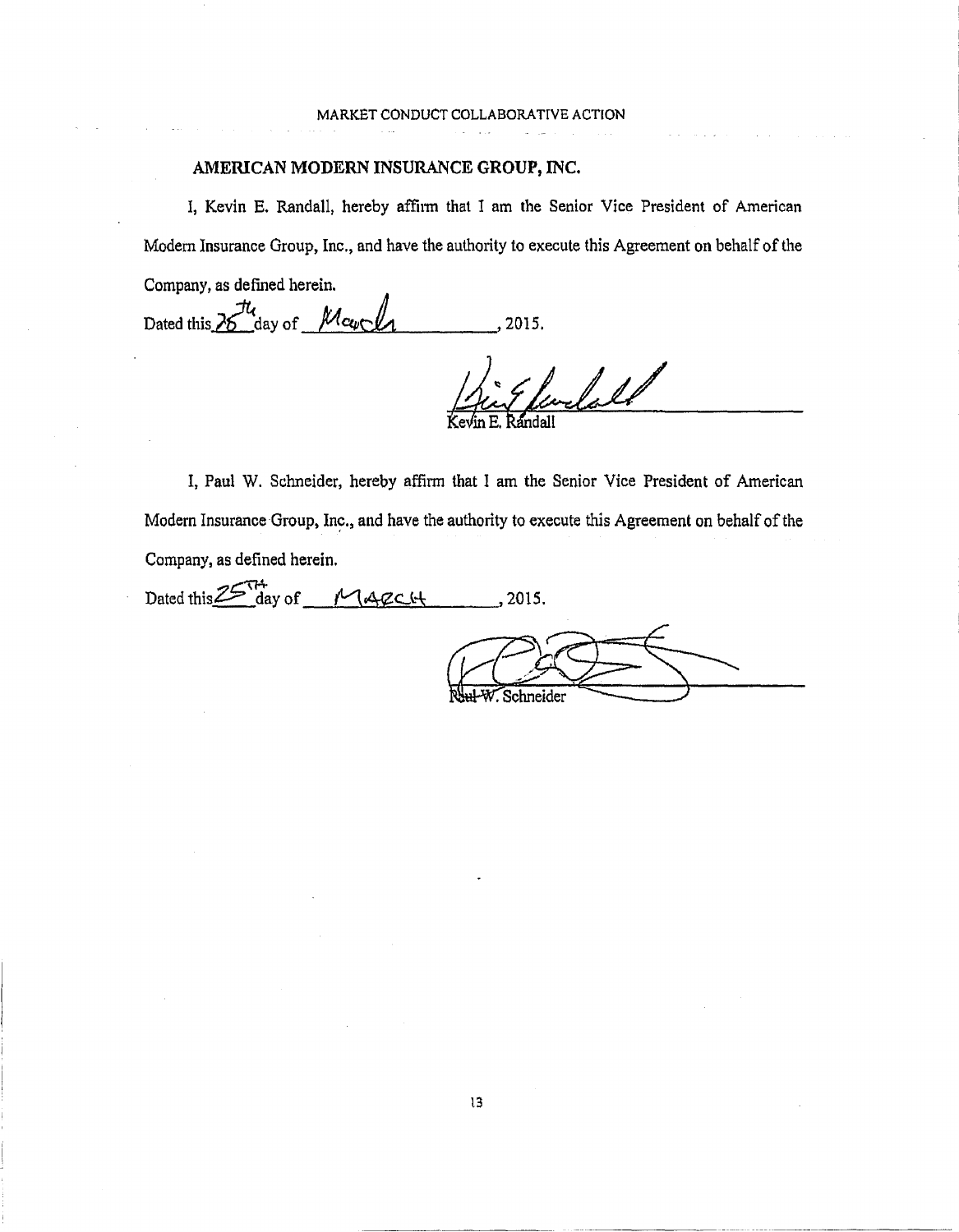MARKET CONDUCT COLLABORATIVE ACTION

**AMERICAN MODERN INSURANCE GROUP, INC.**

I, Kevin E. Randall, hereby affirm that I am the Senior Vice President of American Modern Insurance Group, Inc., and have the authority to execute this Agreement on behalf of the Company, as defined herein.

Dated this 25th day of March, 2015.

Kevin E. Randall

I, Paul W. Schneider, hereby affirm that I am the Senior Vice President of American Modern Insurance Group, Inc., and have the authority to execute this Agreement on behalf of the Company, as defined herein.

Dated this 25TH day of MARCH, 2015.

Paul W. Schneider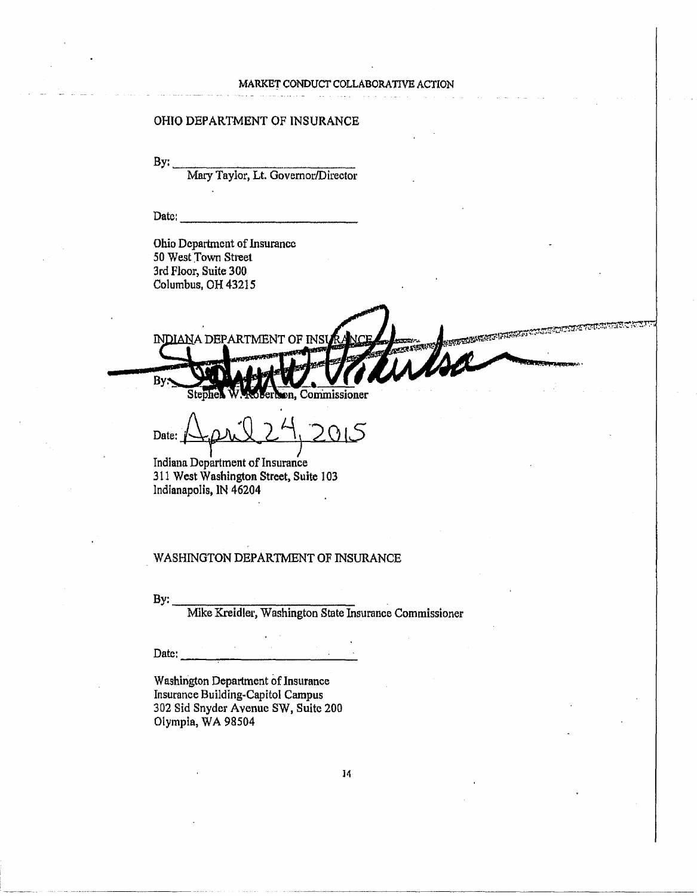MARKET CONDUCT COLLABORATIVE ACTION

OHIO DEPARTMENT OF INSURANCE

By: ______________________________
Mary Taylor, Lt. Governor/Director

Date: ______________________________

Ohio Department of Insurance
50 West Town Street
3rd Floor, Suite 300
Columbus, OH 43215

INDIANA DEPARTMENT OF INSURANCE

By: ______________________________
Stephen W. Robertson, Commissioner

Date: April 24, 2015

Indiana Department of Insurance
311 West Washington Street, Suite 103
Indianapolis, IN 46204

WASHINGTON DEPARTMENT OF INSURANCE

By: ______________________________
Mike Kreidler, Washington State Insurance Commissioner

Date: ______________________________

Washington Department of Insurance
Insurance Building-Capitol Campus
302 Sid Snyder Avenue SW, Suite 200
Olympia, WA 98504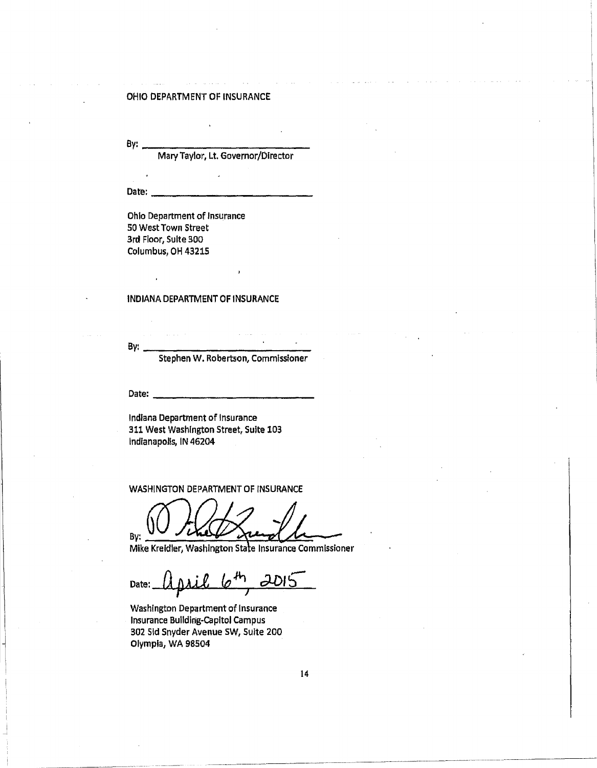OHIO DEPARTMENT OF INSURANCE

By: ______________________________
Mary Taylor, Lt. Governor/Director

Date: ______________________________

Ohio Department of Insurance
50 West Town Street
3rd Floor, Suite 300
Columbus, OH 43215

INDIANA DEPARTMENT OF INSURANCE

By: ______________________________
Stephen W. Robertson, Commissioner

Date: ______________________________

Indiana Department of Insurance
311 West Washington Street, Suite 103
Indianapolis, IN 46204

WASHINGTON DEPARTMENT OF INSURANCE

By: ______________________________
Mike Kreidler, Washington State Insurance Commissioner

Date: April 6th, 2015

Washington Department of Insurance
Insurance Building-Capitol Campus
302 Sid Snyder Avenue SW, Suite 200
Olympia, WA 98504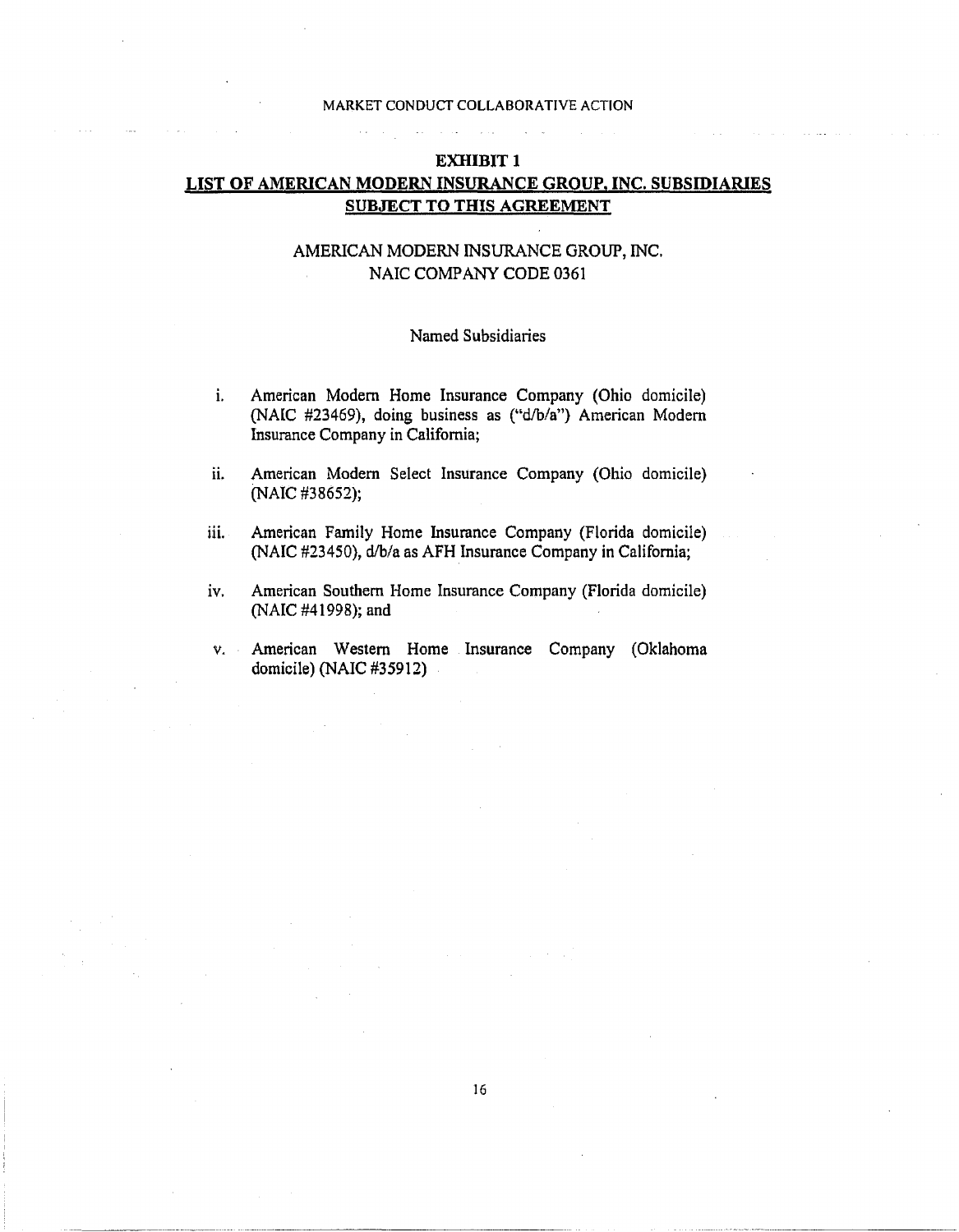# EXHIBIT 1

## LIST OF AMERICAN MODERN INSURANCE GROUP, INC. SUBSIDIARIES SUBJECT TO THIS AGREEMENT

AMERICAN MODERN INSURANCE GROUP, INC.
NAIC COMPANY CODE 0361

Named Subsidiaries

i. American Modern Home Insurance Company (Ohio domicile) (NAIC #23469), doing business as ("d/b/a") American Modern Insurance Company in California;

ii. American Modern Select Insurance Company (Ohio domicile) (NAIC #38652);

iii. American Family Home Insurance Company (Florida domicile) (NAIC #23450), d/b/a as AFH Insurance Company in California;

iv. American Southern Home Insurance Company (Florida domicile) (NAIC #41998); and

v. American Western Home Insurance Company (Oklahoma domicile) (NAIC #35912)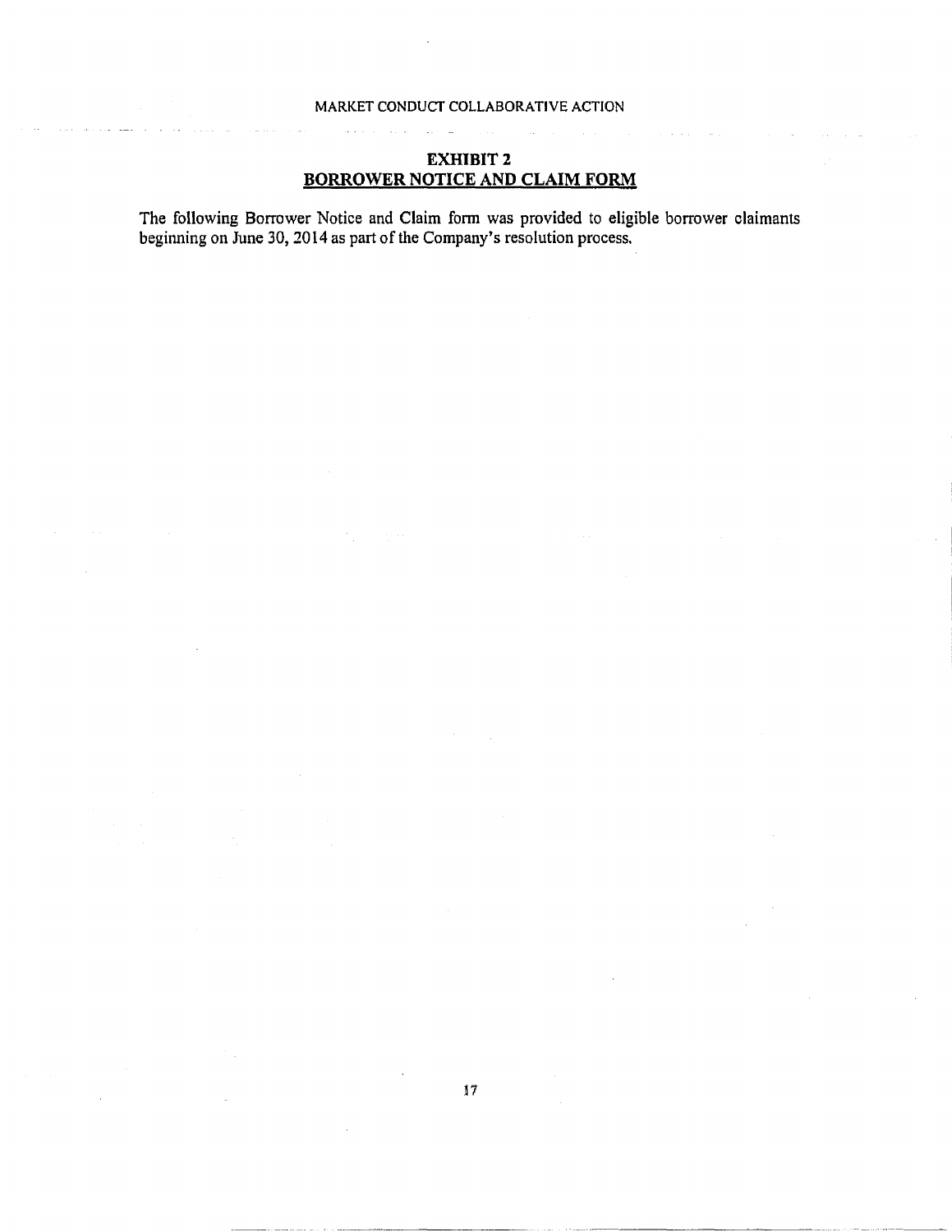# EXHIBIT 2

## BORROWER NOTICE AND CLAIM FORM

The following Borrower Notice and Claim form was provided to eligible borrower claimants beginning on June 30, 2014 as part of the Company's resolution process.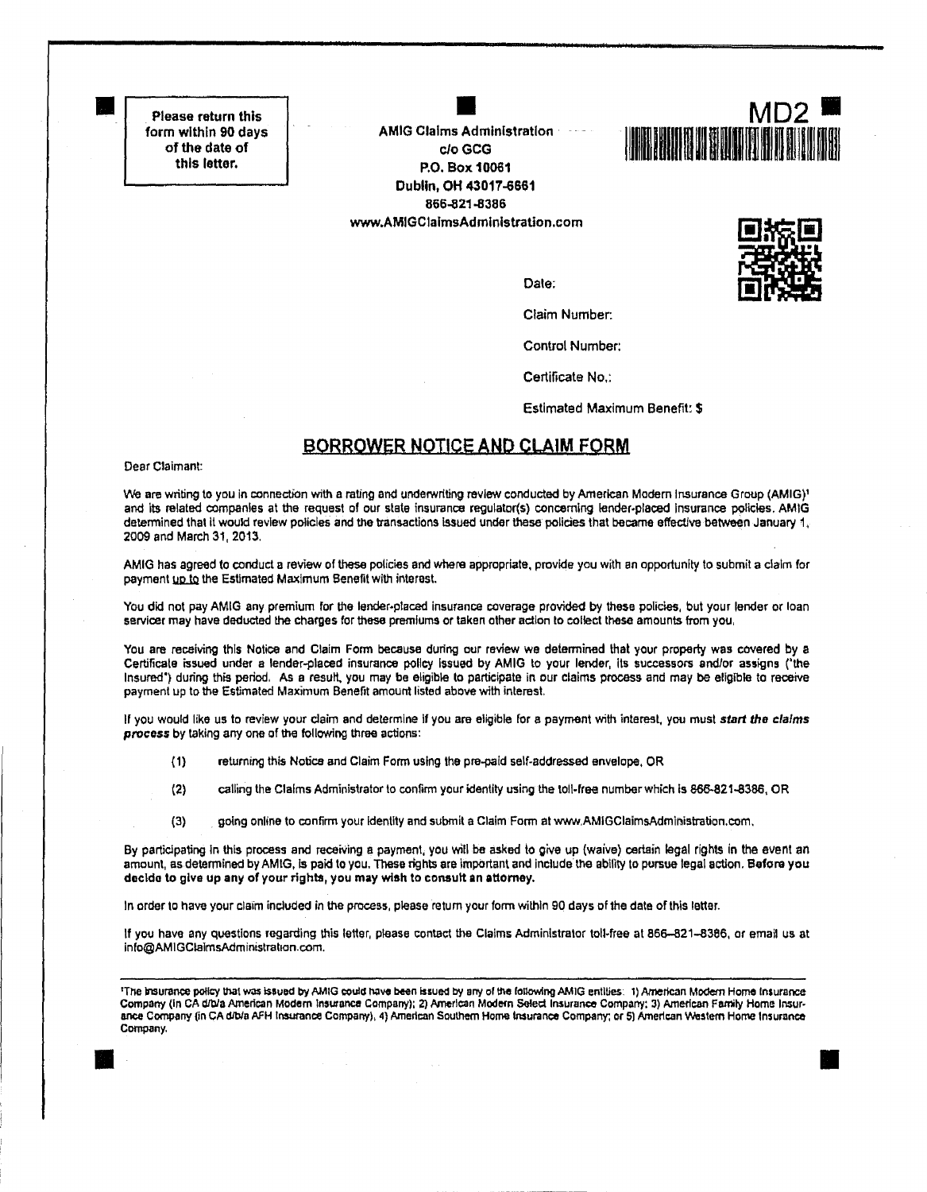**Please return this form within 90 days of the date of this letter.**

**AMIG Claims Administration**
**c/o GCG**
**P.O. Box 10061**
**Dublin, OH 43017-6661**
**866-821-8386**
**www.AMIGClaimsAdministration.com**

**MD2**

Date:

Claim Number:

Control Number:

Certificate No.:

Estimated Maximum Benefit: $

## BORROWER NOTICE AND CLAIM FORM

Dear Claimant:

We are writing to you in connection with a rating and underwriting review conducted by American Modern Insurance Group (AMIG)[1] and its related companies at the request of our state insurance regulator(s) concerning lender-placed insurance policies. AMIG determined that it would review policies and the transactions issued under these policies that became effective between January 1, 2009 and March 31, 2013.

AMIG has agreed to conduct a review of these policies and where appropriate, provide you with an opportunity to submit a claim for payment up to the Estimated Maximum Benefit with interest.

You did not pay AMIG any premium for the lender-placed insurance coverage provided by these policies, but your lender or loan servicer may have deducted the charges for these premiums or taken other action to collect these amounts from you.

You are receiving this Notice and Claim Form because during our review we determined that your property was covered by a Certificate issued under a lender-placed insurance policy issued by AMIG to your lender, its successors and/or assigns ("the Insured") during this period. As a result, you may be eligible to participate in our claims process and may be eligible to receive payment up to the Estimated Maximum Benefit amount listed above with interest.

If you would like us to review your claim and determine if you are eligible for a payment with interest, you must ***start the claims process*** by taking any one of the following three actions:

(1) returning this Notice and Claim Form using the pre-paid self-addressed envelope, OR

(2) calling the Claims Administrator to confirm your identity using the toll-free number which is 866-821-8386, OR

(3) going online to confirm your identity and submit a Claim Form at www.AMIGClaimsAdministration.com.

By participating in this process and receiving a payment, you will be asked to give up (waive) certain legal rights in the event an amount, as determined by AMIG, is paid to you. These rights are important and include the ability to pursue legal action. **Before you decide to give up any of your rights, you may wish to consult an attorney.**

In order to have your claim included in the process, please return your form within 90 days of the date of this letter.

If you have any questions regarding this letter, please contact the Claims Administrator toll-free at 866–821–8386, or email us at info@AMIGClaimsAdministration.com.

---

[1] The insurance policy that was issued by AMIG could have been issued by any of the following AMIG entities: 1) American Modern Home Insurance Company (in CA d/b/a American Modern Insurance Company); 2) American Modern Select Insurance Company; 3) American Family Home Insurance Company (in CA d/b/a AFH Insurance Company), 4) American Southern Home Insurance Company; or 5) American Western Home Insurance Company.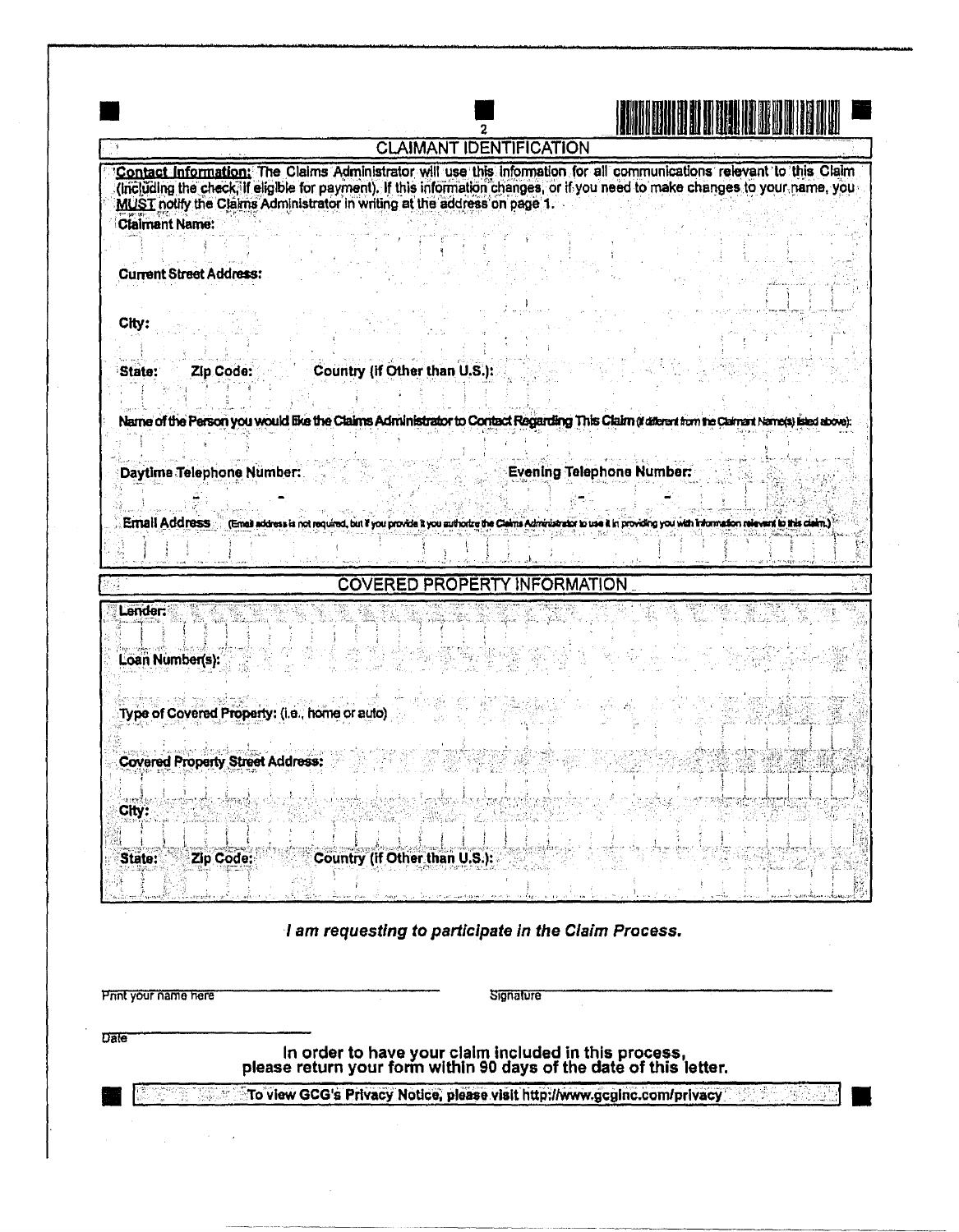## CLAIMANT IDENTIFICATION

**Contact Information:** The Claims Administrator will use this information for all communications relevant to this Claim (including the check, if eligible for payment). If this information changes, or if you need to make changes to your name, you MUST notify the Claims Administrator in writing at the address on page 1.

**Claimant Name:**

**Current Street Address:**

**City:**

**State:** **Zip Code:** **Country (If Other than U.S.):**

**Name of the Person you would like the Claims Administrator to Contact Regarding This Claim** (if different from the Claimant Name(s) listed above):

**Daytime Telephone Number:** - - **Evening Telephone Number:** - -

**Email Address** (Email address is not required, but if you provide it you authorize the Claims Administrator to use it in providing you with information relevant to this claim.)

## COVERED PROPERTY INFORMATION

**Lender:**

**Loan Number(s):**

**Type of Covered Property:** (i.e., home or auto)

**Covered Property Street Address:**

**City:**

**State:** **Zip Code:** **Country (If Other than U.S.):**

***I am requesting to participate in the Claim Process.***

Print your name here ______________________ Signature ______________________

Date ______________________

**In order to have your claim included in this process, please return your form within 90 days of the date of this letter.**

To view GCG's Privacy Notice, please visit http://www.gcginc.com/privacy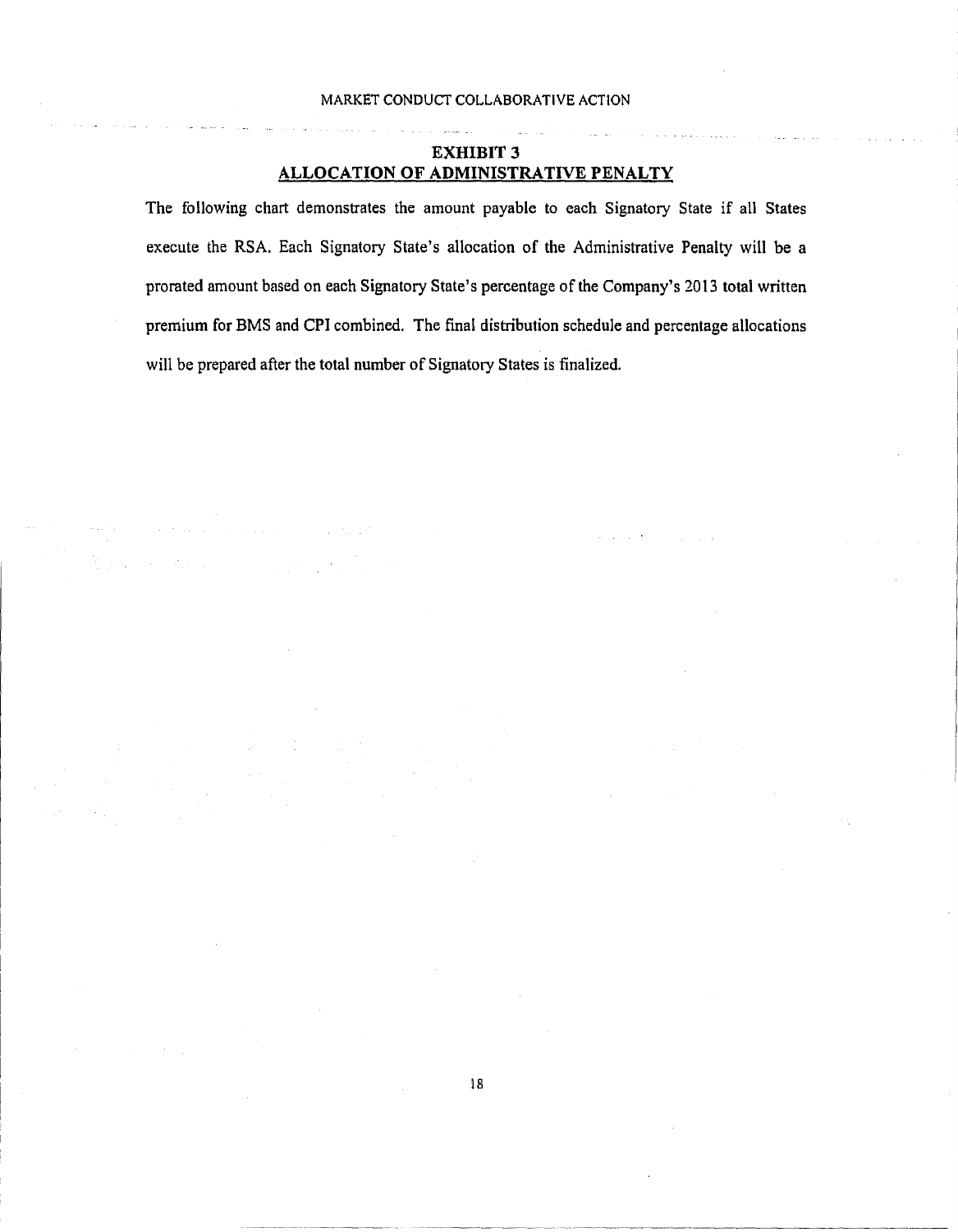# EXHIBIT 3

## ALLOCATION OF ADMINISTRATIVE PENALTY

The following chart demonstrates the amount payable to each Signatory State if all States execute the RSA. Each Signatory State's allocation of the Administrative Penalty will be a prorated amount based on each Signatory State's percentage of the Company's 2013 total written premium for BMS and CPI combined. The final distribution schedule and percentage allocations will be prepared after the total number of Signatory States is finalized.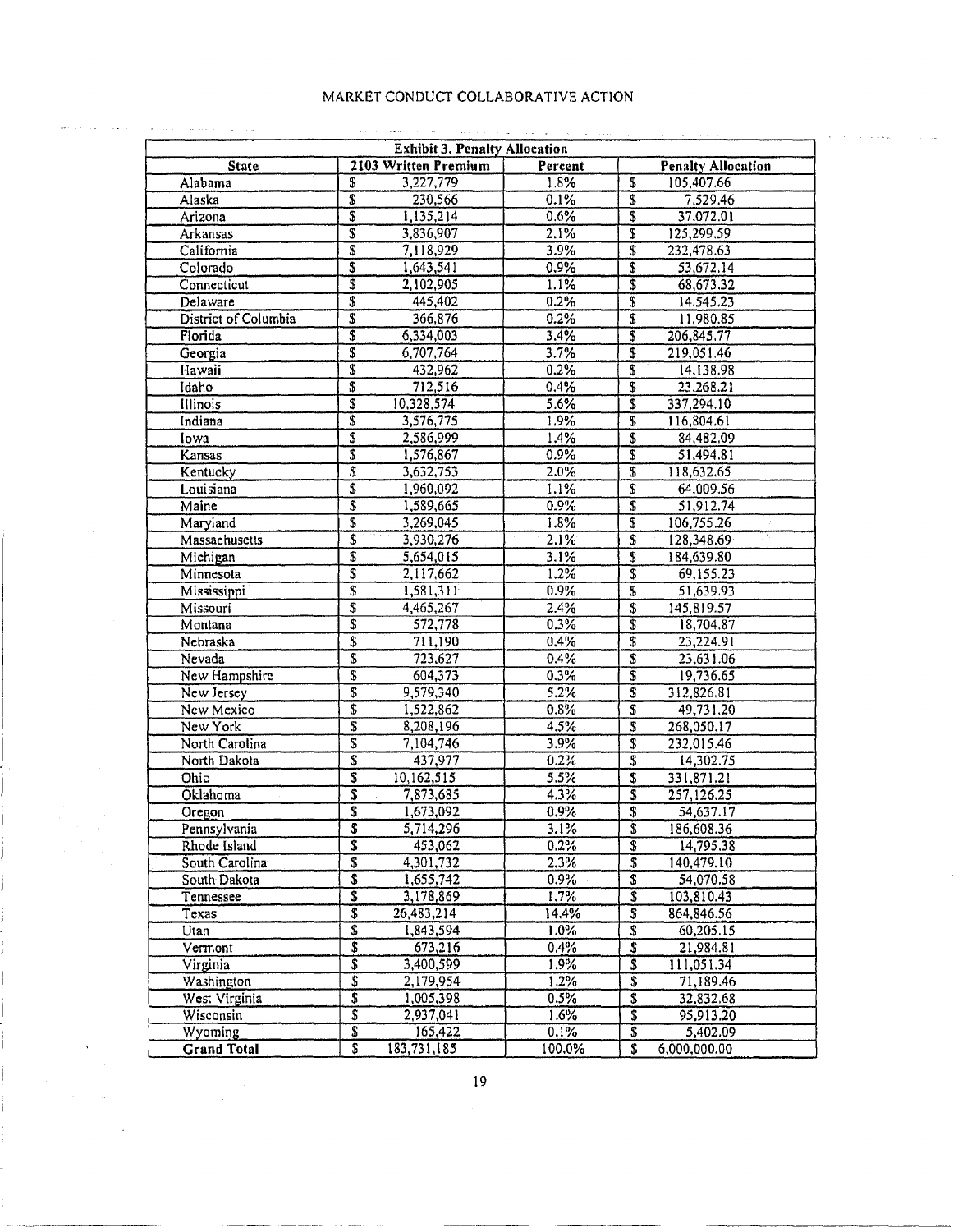MARKET CONDUCT COLLABORATIVE ACTION

| Exhibit 3. Penalty Allocation | | | |
|---|---|---|---|
| State | 2103 Written Premium | Percent | Penalty Allocation |
| Alabama | $ 3,227,779 | 1.8% | $ 105,407.66 |
| Alaska | $ 230,566 | 0.1% | $ 7,529.46 |
| Arizona | $ 1,135,214 | 0.6% | $ 37,072.01 |
| Arkansas | $ 3,836,907 | 2.1% | $ 125,299.59 |
| California | $ 7,118,929 | 3.9% | $ 232,478.63 |
| Colorado | $ 1,643,541 | 0.9% | $ 53,672.14 |
| Connecticut | $ 2,102,905 | 1.1% | $ 68,673.32 |
| Delaware | $ 445,402 | 0.2% | $ 14,545.23 |
| District of Columbia | $ 366,876 | 0.2% | $ 11,980.85 |
| Florida | $ 6,334,003 | 3.4% | $ 206,845.77 |
| Georgia | $ 6,707,764 | 3.7% | $ 219,051.46 |
| Hawaii | $ 432,962 | 0.2% | $ 14,138.98 |
| Idaho | $ 712,516 | 0.4% | $ 23,268.21 |
| Illinois | $ 10,328,574 | 5.6% | $ 337,294.10 |
| Indiana | $ 3,576,775 | 1.9% | $ 116,804.61 |
| Iowa | $ 2,586,999 | 1.4% | $ 84,482.09 |
| Kansas | $ 1,576,867 | 0.9% | $ 51,494.81 |
| Kentucky | $ 3,632,753 | 2.0% | $ 118,632.65 |
| Louisiana | $ 1,960,092 | 1.1% | $ 64,009.56 |
| Maine | $ 1,589,665 | 0.9% | $ 51,912.74 |
| Maryland | $ 3,269,045 | 1.8% | $ 106,755.26 |
| Massachusetts | $ 3,930,276 | 2.1% | $ 128,348.69 |
| Michigan | $ 5,654,015 | 3.1% | $ 184,639.80 |
| Minnesota | $ 2,117,662 | 1.2% | $ 69,155.23 |
| Mississippi | $ 1,581,311 | 0.9% | $ 51,639.93 |
| Missouri | $ 4,465,267 | 2.4% | $ 145,819.57 |
| Montana | $ 572,778 | 0.3% | $ 18,704.87 |
| Nebraska | $ 711,190 | 0.4% | $ 23,224.91 |
| Nevada | $ 723,627 | 0.4% | $ 23,631.06 |
| New Hampshire | $ 604,373 | 0.3% | $ 19,736.65 |
| New Jersey | $ 9,579,340 | 5.2% | $ 312,826.81 |
| New Mexico | $ 1,522,862 | 0.8% | $ 49,731.20 |
| New York | $ 8,208,196 | 4.5% | $ 268,050.17 |
| North Carolina | $ 7,104,746 | 3.9% | $ 232,015.46 |
| North Dakota | $ 437,977 | 0.2% | $ 14,302.75 |
| Ohio | $ 10,162,515 | 5.5% | $ 331,871.21 |
| Oklahoma | $ 7,873,685 | 4.3% | $ 257,126.25 |
| Oregon | $ 1,673,092 | 0.9% | $ 54,637.17 |
| Pennsylvania | $ 5,714,296 | 3.1% | $ 186,608.36 |
| Rhode Island | $ 453,062 | 0.2% | $ 14,795.38 |
| South Carolina | $ 4,301,732 | 2.3% | $ 140,479.10 |
| South Dakota | $ 1,655,742 | 0.9% | $ 54,070.58 |
| Tennessee | $ 3,178,869 | 1.7% | $ 103,810.43 |
| Texas | $ 26,483,214 | 14.4% | $ 864,846.56 |
| Utah | $ 1,843,594 | 1.0% | $ 60,205.15 |
| Vermont | $ 673,216 | 0.4% | $ 21,984.81 |
| Virginia | $ 3,400,599 | 1.9% | $ 111,051.34 |
| Washington | $ 2,179,954 | 1.2% | $ 71,189.46 |
| West Virginia | $ 1,005,398 | 0.5% | $ 32,832.68 |
| Wisconsin | $ 2,937,041 | 1.6% | $ 95,913.20 |
| Wyoming | $ 165,422 | 0.1% | $ 5,402.09 |
| **Grand Total** | $ 183,731,185 | 100.0% | $ 6,000,000.00 |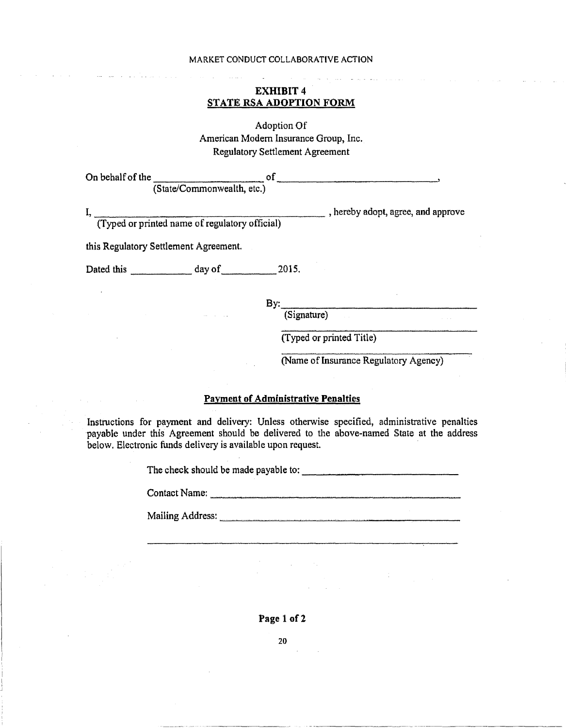MARKET CONDUCT COLLABORATIVE ACTION

## EXHIBIT 4
## STATE RSA ADOPTION FORM

Adoption Of
American Modern Insurance Group, Inc.
Regulatory Settlement Agreement

On behalf of the ____________________ of ______________________________,
(State/Commonwealth, etc.)

I, ______________________________________________ , hereby adopt, agree, and approve
(Typed or printed name of regulatory official)

this Regulatory Settlement Agreement.

Dated this __________ day of __________ 2015.

By: ____________________________________
(Signature)

____________________________________
(Typed or printed Title)

____________________________________
(Name of Insurance Regulatory Agency)

**Payment of Administrative Penalties**

Instructions for payment and delivery: Unless otherwise specified, administrative penalties payable under this Agreement should be delivered to the above-named State at the address below. Electronic funds delivery is available upon request.

The check should be made payable to: ______________________________

Contact Name: ______________________________________________

Mailing Address: ____________________________________________

____________________________________________________________

**Page 1 of 2**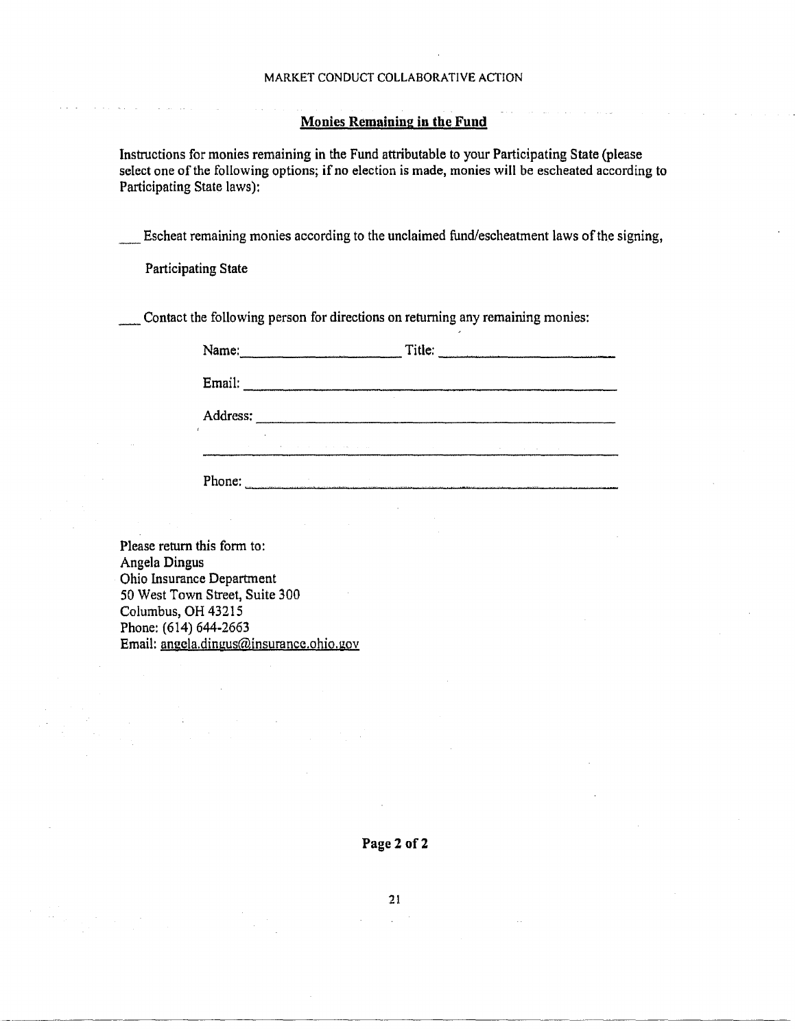## Monies Remaining in the Fund

Instructions for monies remaining in the Fund attributable to your Participating State (please select one of the following options; if no election is made, monies will be escheated according to Participating State laws):

___ Escheat remaining monies according to the unclaimed fund/escheatment laws of the signing, Participating State

___ Contact the following person for directions on returning any remaining monies:

Name: ____________________ Title: ____________________

Email: ________________________________________

Address: ________________________________________

________________________________________

Phone: ________________________________________

Please return this form to:
Angela Dingus
Ohio Insurance Department
50 West Town Street, Suite 300
Columbus, OH 43215
Phone: (614) 644-2663
Email: angela.dingus@insurance.ohio.gov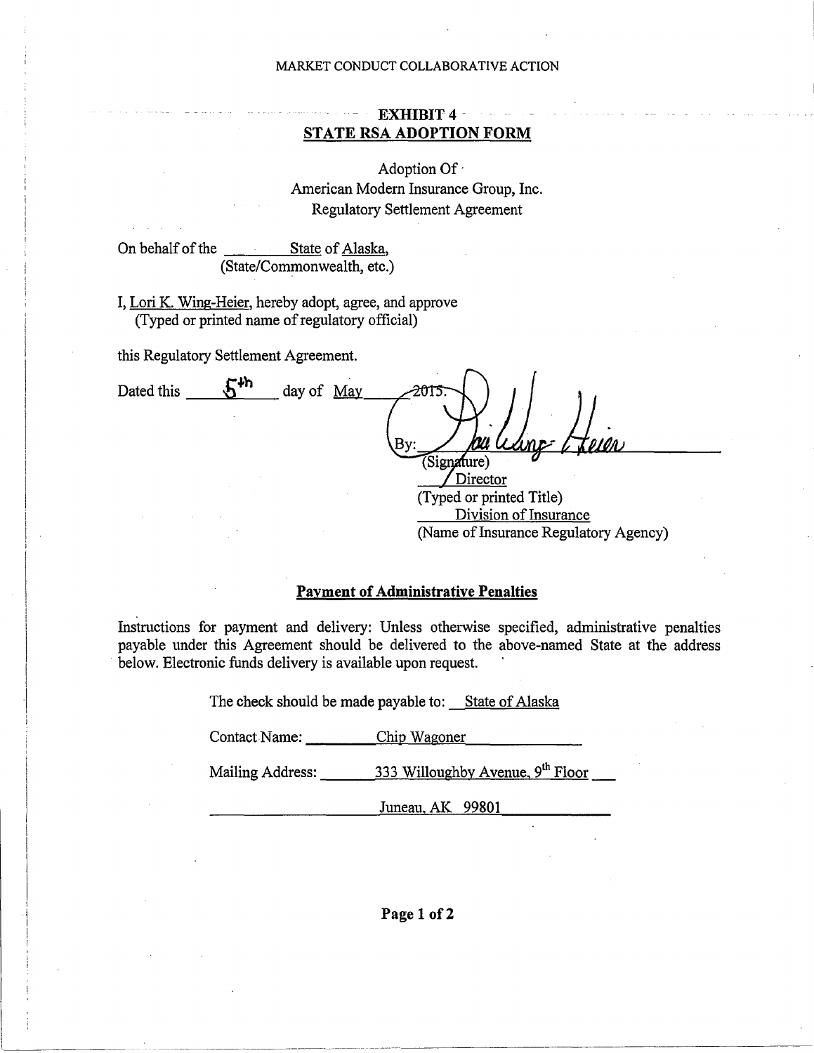MARKET CONDUCT COLLABORATIVE ACTION

## EXHIBIT 4
## STATE RSA ADOPTION FORM

Adoption Of
American Modern Insurance Group, Inc.
Regulatory Settlement Agreement

On behalf of the State of Alaska,
(State/Commonwealth, etc.)

I, Lori K. Wing-Heier, hereby adopt, agree, and approve
(Typed or printed name of regulatory official)

this Regulatory Settlement Agreement.

Dated this 5th day of May 2015.

By: Lori Wing-Heier
(Signature)
Director
(Typed or printed Title)
Division of Insurance
(Name of Insurance Regulatory Agency)

### Payment of Administrative Penalties

Instructions for payment and delivery: Unless otherwise specified, administrative penalties payable under this Agreement should be delivered to the above-named State at the address below. Electronic funds delivery is available upon request.

The check should be made payable to: State of Alaska

Contact Name: Chip Wagoner

Mailing Address: 333 Willoughby Avenue, 9th Floor

Juneau, AK 99801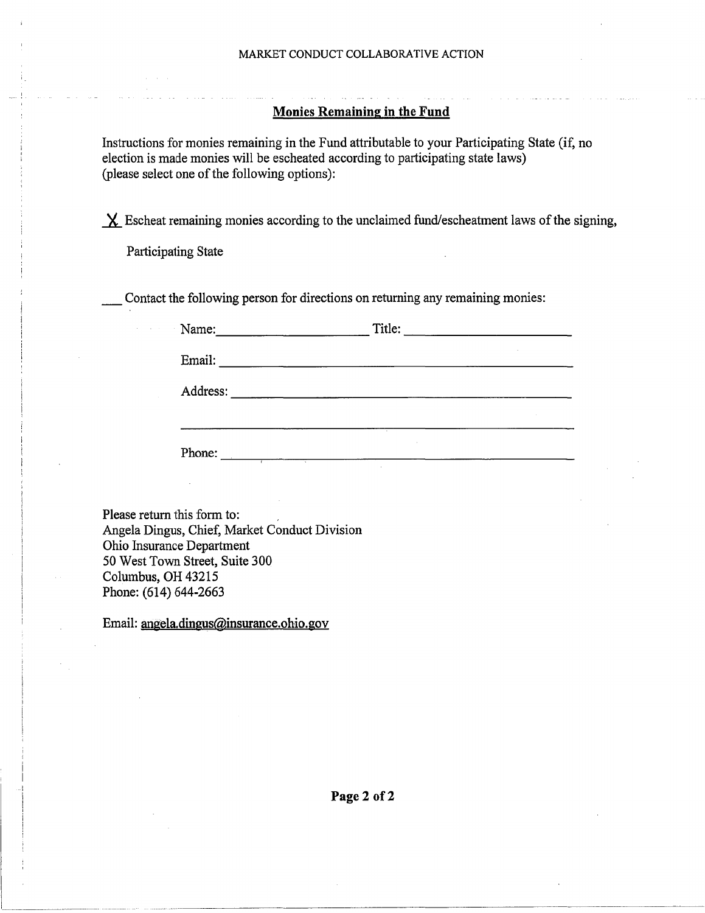MARKET CONDUCT COLLABORATIVE ACTION

## Monies Remaining in the Fund

Instructions for monies remaining in the Fund attributable to your Participating State (if, no election is made monies will be escheated according to participating state laws) (please select one of the following options):

_X_ Escheat remaining monies according to the unclaimed fund/escheatment laws of the signing, Participating State

___ Contact the following person for directions on returning any remaining monies:

Name: ____________________ Title: ______________________

Email: ______________________________________________

Address: ____________________________________________

____________________________________________________

Phone: ______________________________________________

Please return this form to:
Angela Dingus, Chief, Market Conduct Division
Ohio Insurance Department
50 West Town Street, Suite 300
Columbus, OH 43215
Phone: (614) 644-2663

Email: angela.dingus@insurance.ohio.gov